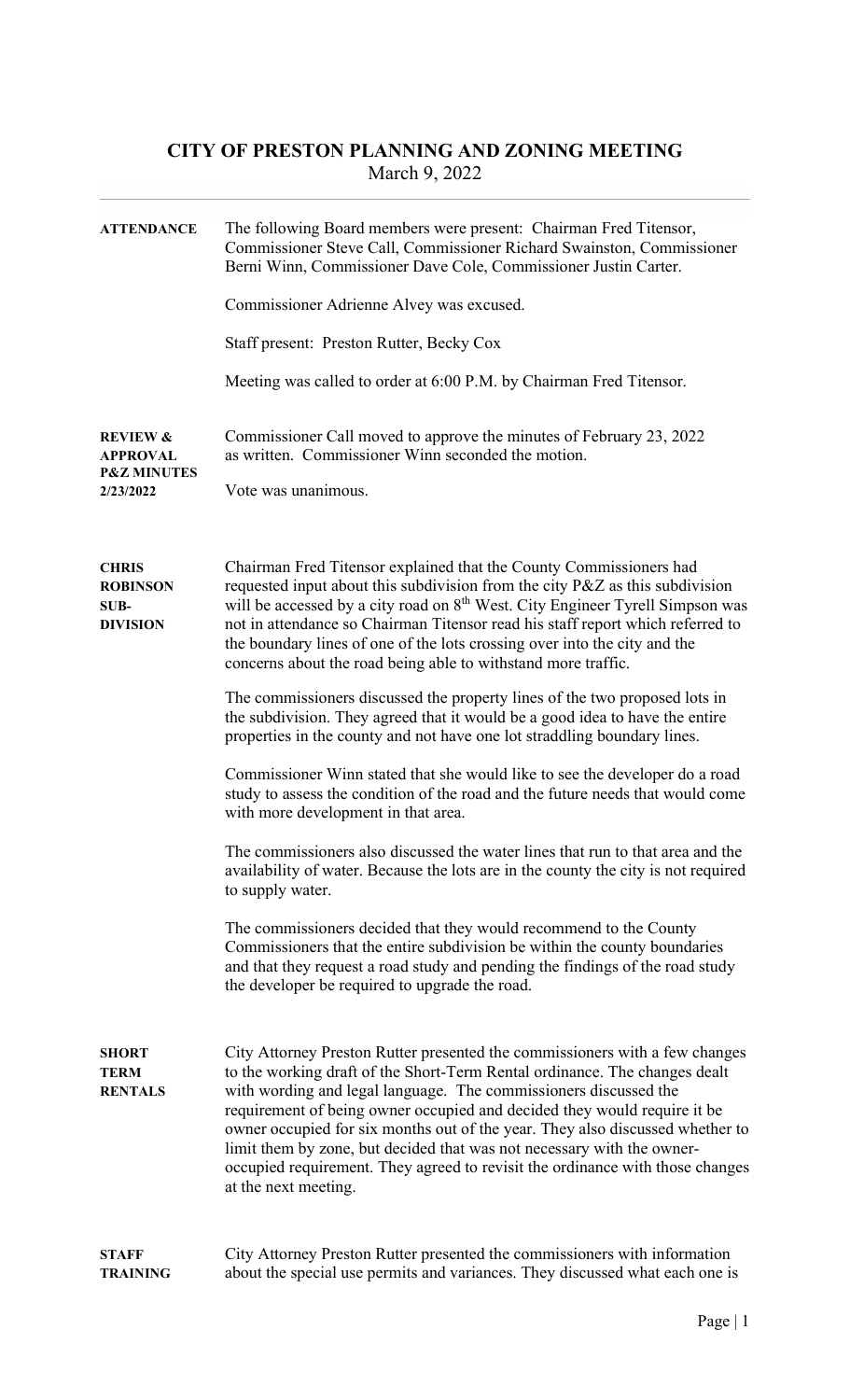# CITY OF PRESTON PLANNING AND ZONING MEETING

March 9, 2022

**ATTENDANCE**

The following Board members were present: Chairman Fred Titensor, Commissioner Steve Call, Commissioner Richard Swainston, Commissioner Berni Winn, Commissioner Dave Cole, Commissioner Justin Carter.

Commissioner Adrienne Alvey was excused.

Staff present: Preston Rutter, Becky Cox

Meeting was called to order at 6:00 P.M. by Chairman Fred Titensor.

**REVIEW & APPROVAL P&Z MINUTES 2/23/2022**

Commissioner Call moved to approve the minutes of February 23, 2022 as written. Commissioner Winn seconded the motion.

Vote was unanimous.

**CHRIS ROBINSON SUB-DIVISION**

Chairman Fred Titensor explained that the County Commissioners had requested input about this subdivision from the city P&Z as this subdivision will be accessed by a city road on 8th West. City Engineer Tyrell Simpson was not in attendance so Chairman Titensor read his staff report which referred to the boundary lines of one of the lots crossing over into the city and the concerns about the road being able to withstand more traffic.

The commissioners discussed the property lines of the two proposed lots in the subdivision. They agreed that it would be a good idea to have the entire properties in the county and not have one lot straddling boundary lines.

Commissioner Winn stated that she would like to see the developer do a road study to assess the condition of the road and the future needs that would come with more development in that area.

The commissioners also discussed the water lines that run to that area and the availability of water. Because the lots are in the county the city is not required to supply water.

The commissioners decided that they would recommend to the County Commissioners that the entire subdivision be within the county boundaries and that they request a road study and pending the findings of the road study the developer be required to upgrade the road.

**SHORT TERM RENTALS**

City Attorney Preston Rutter presented the commissioners with a few changes to the working draft of the Short-Term Rental ordinance. The changes dealt with wording and legal language. The commissioners discussed the requirement of being owner occupied and decided they would require it be owner occupied for six months out of the year. They also discussed whether to limit them by zone, but decided that was not necessary with the owner-occupied requirement. They agreed to revisit the ordinance with those changes at the next meeting.

**STAFF TRAINING**

City Attorney Preston Rutter presented the commissioners with information about the special use permits and variances. They discussed what each one is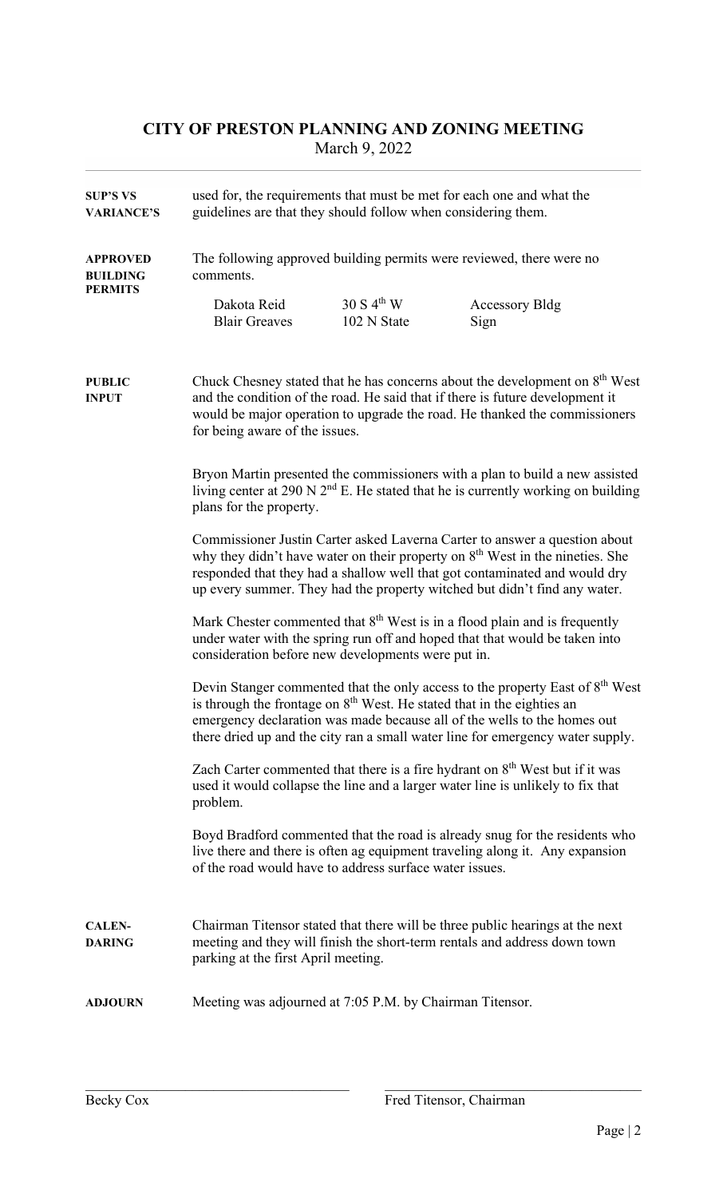# CITY OF PRESTON PLANNING AND ZONING MEETING

March 9, 2022

**SUP'S VS VARIANCE'S**

used for, the requirements that must be met for each one and what the guidelines are that they should follow when considering them.

**APPROVED BUILDING PERMITS**

The following approved building permits were reviewed, there were no comments.

| | | |
|---|---|---|
| Dakota Reid | 30 S 4th W | Accessory Bldg |
| Blair Greaves | 102 N State | Sign |

**PUBLIC INPUT**

Chuck Chesney stated that he has concerns about the development on 8th West and the condition of the road. He said that if there is future development it would be major operation to upgrade the road. He thanked the commissioners for being aware of the issues.

Bryon Martin presented the commissioners with a plan to build a new assisted living center at 290 N 2nd E. He stated that he is currently working on building plans for the property.

Commissioner Justin Carter asked Laverna Carter to answer a question about why they didn't have water on their property on 8th West in the nineties. She responded that they had a shallow well that got contaminated and would dry up every summer. They had the property witched but didn't find any water.

Mark Chester commented that 8th West is in a flood plain and is frequently under water with the spring run off and hoped that that would be taken into consideration before new developments were put in.

Devin Stanger commented that the only access to the property East of 8th West is through the frontage on 8th West. He stated that in the eighties an emergency declaration was made because all of the wells to the homes out there dried up and the city ran a small water line for emergency water supply.

Zach Carter commented that there is a fire hydrant on 8th West but if it was used it would collapse the line and a larger water line is unlikely to fix that problem.

Boyd Bradford commented that the road is already snug for the residents who live there and there is often ag equipment traveling along it. Any expansion of the road would have to address surface water issues.

**CALENDARING**

Chairman Titensor stated that there will be three public hearings at the next meeting and they will finish the short-term rentals and address down town parking at the first April meeting.

**ADJOURN**

Meeting was adjourned at 7:05 P.M. by Chairman Titensor.

Becky Cox

Fred Titensor, Chairman